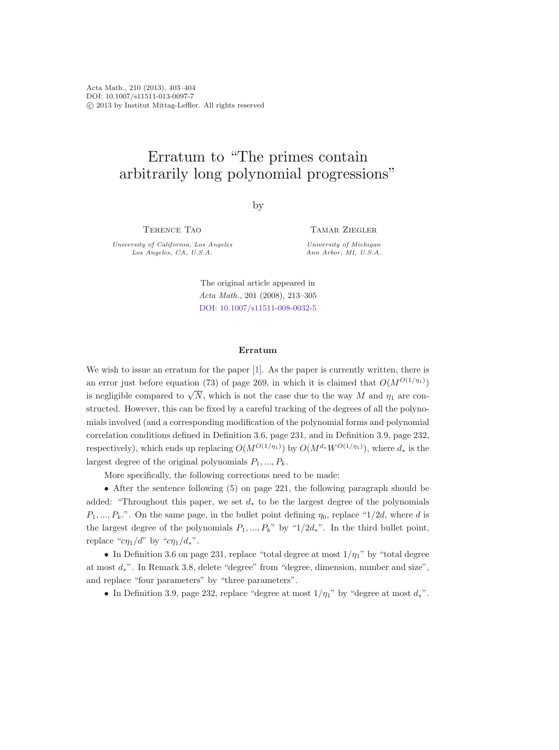# Erratum to "The primes contain arbitrarily long polynomial progressions"

by

Terence Tao
*University of California, Los Angeles*
*Los Angeles, CA, U.S.A.*

Tamar Ziegler
*University of Michigan*
*Ann Arbor, MI, U.S.A.*

The original article appeared in
*Acta Math.*, 201 (2008), 213–305
DOI: 10.1007/s11511-008-0032-5

### Erratum

We wish to issue an erratum for the paper [1]. As the paper is currently written, there is an error just before equation (73) of page 269, in which it is claimed that $O(M^{O(1/\eta_1)})$ is negligible compared to $\sqrt{N}$, which is not the case due to the way $M$ and $\eta_1$ are constructed. However, this can be fixed by a careful tracking of the degrees of all the polynomials involved (and a corresponding modification of the polynomial forms and polynomial correlation conditions defined in Definition 3.6, page 231, and in Definition 3.9, page 232, respectively), which ends up replacing $O(M^{O(1/\eta_1)})$ by $O(M^{d_*}W^{O(1/\eta_1)})$, where $d_*$ is the largest degree of the original polynomials $P_1, ..., P_k$.

More specifically, the following corrections need to be made:

- After the sentence following (5) on page 221, the following paragraph should be added: "Throughout this paper, we set $d_*$ to be the largest degree of the polynomials $P_1, ..., P_k$.". On the same page, in the bullet point defining $\eta_0$, replace "$1/2d$, where $d$ is the largest degree of the polynomials $P_1, ..., P_k$" by "$1/2d_*$". In the third bullet point, replace "$c\eta_1/d$" by "$c\eta_1/d_*$".
- In Definition 3.6 on page 231, replace "total degree at most $1/\eta_1$" by "total degree at most $d_*$". In Remark 3.8, delete "degree" from "degree, dimension, number and size", and replace "four parameters" by "three parameters".
- In Definition 3.9, page 232, replace "degree at most $1/\eta_1$" by "degree at most $d_*$".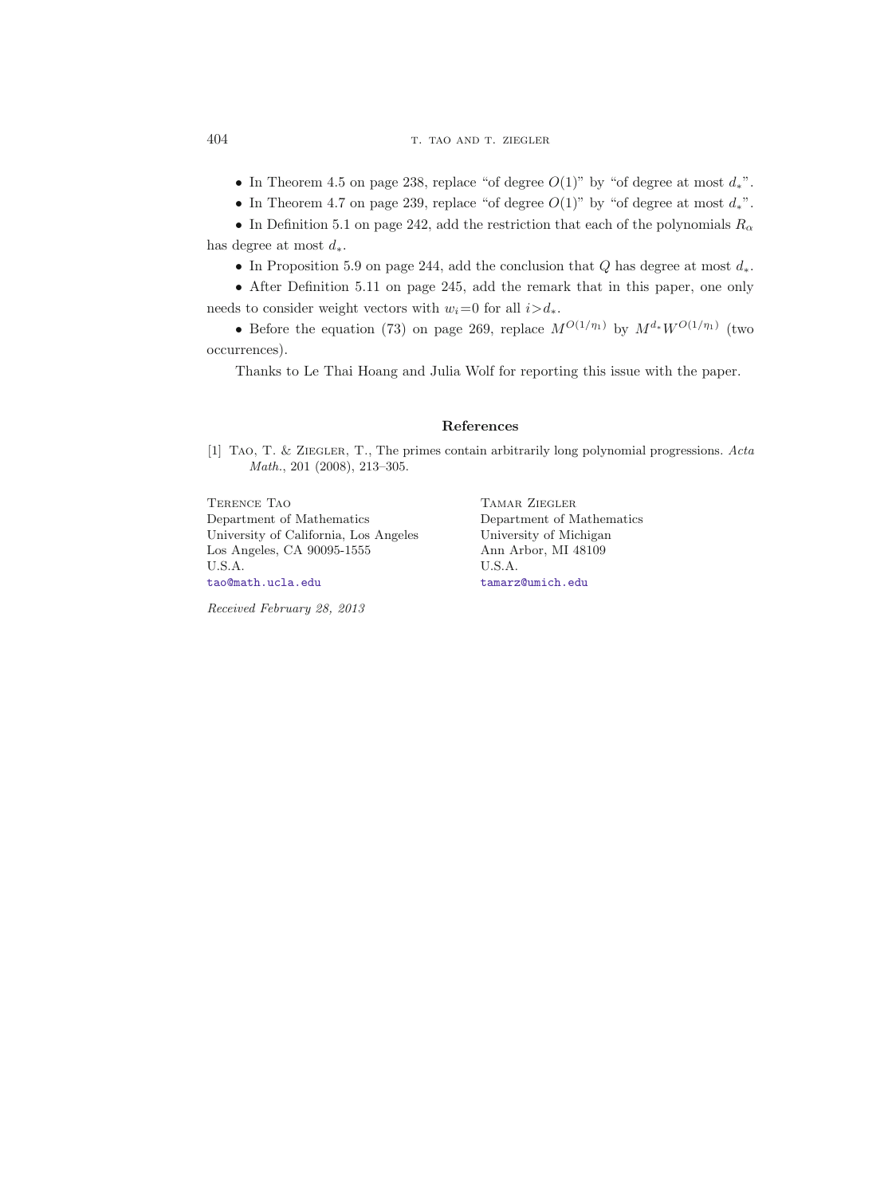- In Theorem 4.5 on page 238, replace "of degree $O(1)$" by "of degree at most $d_*$".
- In Theorem 4.7 on page 239, replace "of degree $O(1)$" by "of degree at most $d_*$".
- In Definition 5.1 on page 242, add the restriction that each of the polynomials $R_\alpha$ has degree at most $d_*$.
- In Proposition 5.9 on page 244, add the conclusion that $Q$ has degree at most $d_*$.
- After Definition 5.11 on page 245, add the remark that in this paper, one only needs to consider weight vectors with $w_i=0$ for all $i>d_*$.
- Before the equation (73) on page 269, replace $M^{O(1/\eta_1)}$ by $M^{d_*}W^{O(1/\eta_1)}$ (two occurrences).

Thanks to Le Thai Hoang and Julia Wolf for reporting this issue with the paper.

## References

[1] Tao, T. & Ziegler, T., The primes contain arbitrarily long polynomial progressions. *Acta Math.*, 201 (2008), 213–305.

Terence Tao
Department of Mathematics
University of California, Los Angeles
Los Angeles, CA 90095-1555
U.S.A.
tao@math.ucla.edu

Tamar Ziegler
Department of Mathematics
University of Michigan
Ann Arbor, MI 48109
U.S.A.
tamarz@umich.edu

*Received February 28, 2013*